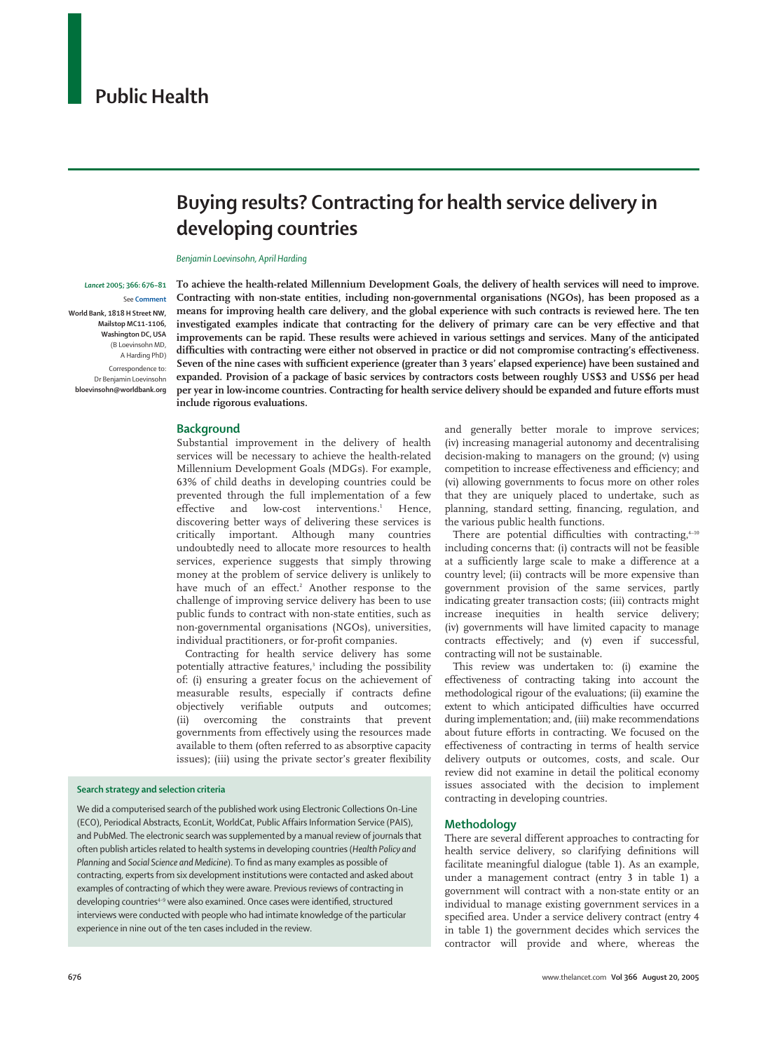# Public Health

# Buying results? Contracting for health service delivery in developing countries

*Benjamin Loevinsohn, April Harding*

*Lancet* 2005; 366: 676–81

See **Comment**

World Bank, 1818 H Street NW, Mailstop MC11-1106, Washington DC, USA (B Loevinsohn MD, A Harding PhD)

Correspondence to: Dr Benjamin Loevinsohn **bloevinsohn@worldbank.org**

**To achieve the health-related Millennium Development Goals, the delivery of health services will need to improve. Contracting with non-state entities, including non-governmental organisations (NGOs), has been proposed as a means for improving health care delivery, and the global experience with such contracts is reviewed here. The ten investigated examples indicate that contracting for the delivery of primary care can be very effective and that improvements can be rapid. These results were achieved in various settings and services. Many of the anticipated difficulties with contracting were either not observed in practice or did not compromise contracting's effectiveness. Seven of the nine cases with sufficient experience (greater than 3 years' elapsed experience) have been sustained and expanded. Provision of a package of basic services by contractors costs between roughly US$3 and US$6 per head per year in low-income countries. Contracting for health service delivery should be expanded and future efforts must include rigorous evaluations.**

## Background

Substantial improvement in the delivery of health services will be necessary to achieve the health-related Millennium Development Goals (MDGs). For example, 63% of child deaths in developing countries could be prevented through the full implementation of a few effective and low-cost interventions.[1] Hence, discovering better ways of delivering these services is critically important. Although many countries undoubtedly need to allocate more resources to health services, experience suggests that simply throwing money at the problem of service delivery is unlikely to have much of an effect.[2] Another response to the challenge of improving service delivery has been to use public funds to contract with non-state entities, such as non-governmental organisations (NGOs), universities, individual practitioners, or for-profit companies.

Contracting for health service delivery has some potentially attractive features,[3] including the possibility of: (i) ensuring a greater focus on the achievement of measurable results, especially if contracts define objectively verifiable outputs and outcomes; (ii) overcoming the constraints that prevent governments from effectively using the resources made available to them (often referred to as absorptive capacity issues); (iii) using the private sector's greater flexibility and generally better morale to improve services; (iv) increasing managerial autonomy and decentralising decision-making to managers on the ground; (v) using competition to increase effectiveness and efficiency; and (vi) allowing governments to focus more on other roles that they are uniquely placed to undertake, such as planning, standard setting, financing, regulation, and the various public health functions.

There are potential difficulties with contracting,[4–10] including concerns that: (i) contracts will not be feasible at a sufficiently large scale to make a difference at a country level; (ii) contracts will be more expensive than government provision of the same services, partly indicating greater transaction costs; (iii) contracts might increase inequities in health service delivery; (iv) governments will have limited capacity to manage contracts effectively; and (v) even if successful, contracting will not be sustainable.

This review was undertaken to: (i) examine the effectiveness of contracting taking into account the methodological rigour of the evaluations; (ii) examine the extent to which anticipated difficulties have occurred during implementation; and, (iii) make recommendations about future efforts in contracting. We focused on the effectiveness of contracting in terms of health service delivery outputs or outcomes, costs, and scale. Our review did not examine in detail the political economy issues associated with the decision to implement contracting in developing countries.

### Search strategy and selection criteria

We did a computerised search of the published work using Electronic Collections On-Line (ECO), Periodical Abstracts, EconLit, WorldCat, Public Affairs Information Service (PAIS), and PubMed. The electronic search was supplemented by a manual review of journals that often publish articles related to health systems in developing countries (*Health Policy and Planning* and *Social Science and Medicine*). To find as many examples as possible of contracting, experts from six development institutions were contacted and asked about examples of contracting of which they were aware. Previous reviews of contracting in developing countries[4–9] were also examined. Once cases were identified, structured interviews were conducted with people who had intimate knowledge of the particular experience in nine out of the ten cases included in the review.

## Methodology

There are several different approaches to contracting for health service delivery, so clarifying definitions will facilitate meaningful dialogue (table 1). As an example, under a management contract (entry 3 in table 1) a government will contract with a non-state entity or an individual to manage existing government services in a specified area. Under a service delivery contract (entry 4 in table 1) the government decides which services the contractor will provide and where, whereas the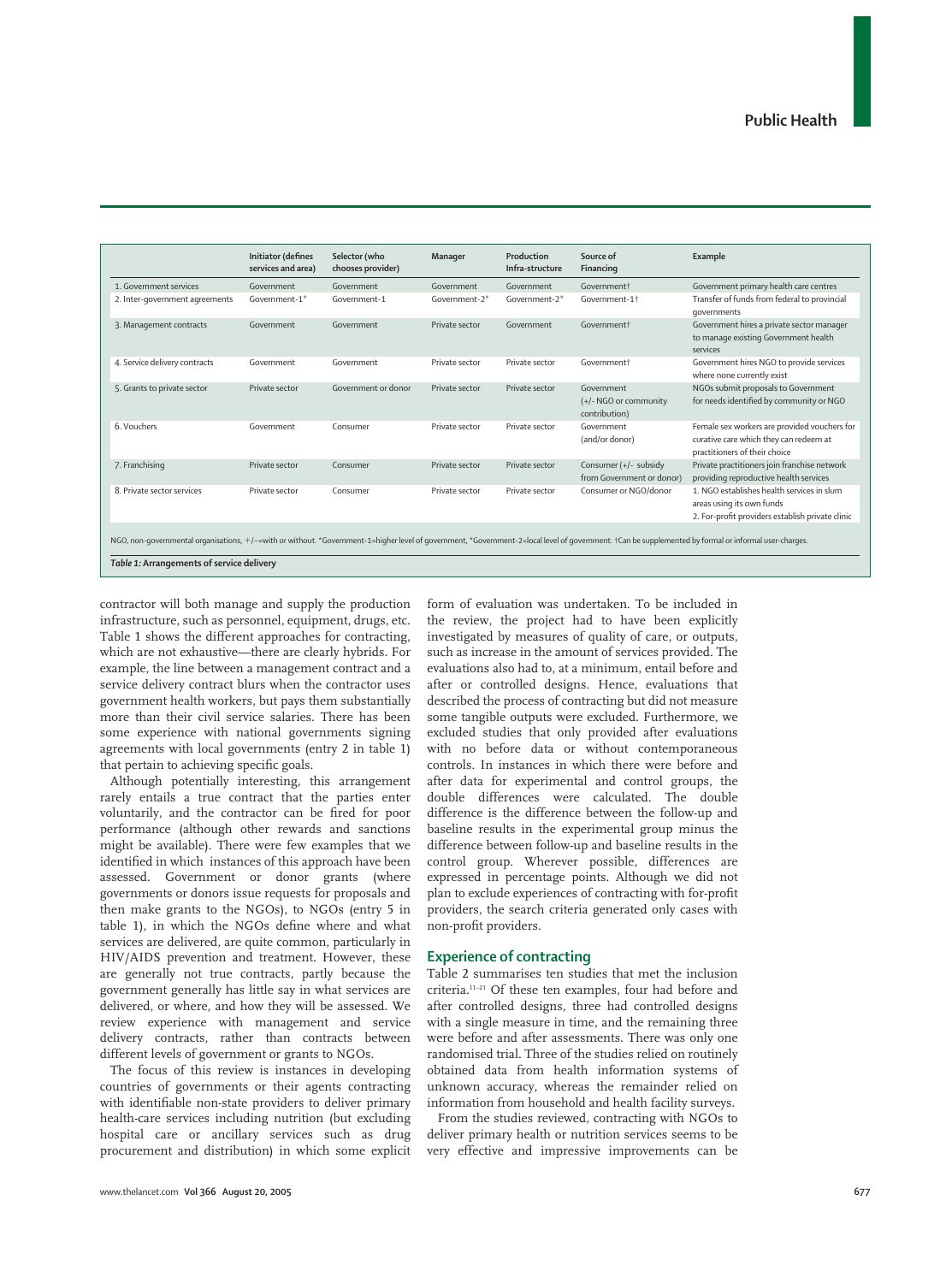| | Initiator (defines services and area) | Selector (who chooses provider) | Manager | Production Infra-structure | Source of Financing | Example |
|---|---|---|---|---|---|---|
| 1. Government services | Government | Government | Government | Government | Government† | Government primary health care centres |
| 2. Inter-government agreements | Government-1* | Government-1 | Government-2* | Government-2* | Government-1† | Transfer of funds from federal to provincial governments |
| 3. Management contracts | Government | Government | Private sector | Government | Government† | Government hires a private sector manager to manage existing Government health services |
| 4. Service delivery contracts | Government | Government | Private sector | Private sector | Government† | Government hires NGO to provide services where none currently exist |
| 5. Grants to private sector | Private sector | Government or donor | Private sector | Private sector | Government (+/- NGO or community contribution) | NGOs submit proposals to Government for needs identified by community or NGO |
| 6. Vouchers | Government | Consumer | Private sector | Private sector | Government (and/or donor) | Female sex workers are provided vouchers for curative care which they can redeem at practitioners of their choice |
| 7. Franchising | Private sector | Consumer | Private sector | Private sector | Consumer (+/- subsidy from Government or donor) | Private practitioners join franchise network providing reproductive health services |
| 8. Private sector services | Private sector | Consumer | Private sector | Private sector | Consumer or NGO/donor | 1. NGO establishes health services in slum areas using its own funds<br>2. For-profit providers establish private clinic |

NGO, non-governmental organisations, +/–=with or without. *Government-1=higher level of government, *Government-2=local level of government. †Can be supplemented by formal or informal user-charges.

*Table 1:* **Arrangements of service delivery**

contractor will both manage and supply the production infrastructure, such as personnel, equipment, drugs, etc. Table 1 shows the different approaches for contracting, which are not exhaustive—there are clearly hybrids. For example, the line between a management contract and a service delivery contract blurs when the contractor uses government health workers, but pays them substantially more than their civil service salaries. There has been some experience with national governments signing agreements with local governments (entry 2 in table 1) that pertain to achieving specific goals.

Although potentially interesting, this arrangement rarely entails a true contract that the parties enter voluntarily, and the contractor can be fired for poor performance (although other rewards and sanctions might be available). There were few examples that we identified in which instances of this approach have been assessed. Government or donor grants (where governments or donors issue requests for proposals and then make grants to the NGOs), to NGOs (entry 5 in table 1), in which the NGOs define where and what services are delivered, are quite common, particularly in HIV/AIDS prevention and treatment. However, these are generally not true contracts, partly because the government generally has little say in what services are delivered, or where, and how they will be assessed. We review experience with management and service delivery contracts, rather than contracts between different levels of government or grants to NGOs.

The focus of this review is instances in developing countries of governments or their agents contracting with identifiable non-state providers to deliver primary health-care services including nutrition (but excluding hospital care or ancillary services such as drug procurement and distribution) in which some explicit form of evaluation was undertaken. To be included in the review, the project had to have been explicitly investigated by measures of quality of care, or outputs, such as increase in the amount of services provided. The evaluations also had to, at a minimum, entail before and after or controlled designs. Hence, evaluations that described the process of contracting but did not measure some tangible outputs were excluded. Furthermore, we excluded studies that only provided after evaluations with no before data or without contemporaneous controls. In instances in which there were before and after data for experimental and control groups, the double differences were calculated. The double difference is the difference between the follow-up and baseline results in the experimental group minus the difference between follow-up and baseline results in the control group. Wherever possible, differences are expressed in percentage points. Although we did not plan to exclude experiences of contracting with for-profit providers, the search criteria generated only cases with non-profit providers.

## Experience of contracting

Table 2 summarises ten studies that met the inclusion criteria.[11–21] Of these ten examples, four had before and after controlled designs, three had controlled designs with a single measure in time, and the remaining three were before and after assessments. There was only one randomised trial. Three of the studies relied on routinely obtained data from health information systems of unknown accuracy, whereas the remainder relied on information from household and health facility surveys.

From the studies reviewed, contracting with NGOs to deliver primary health or nutrition services seems to be very effective and impressive improvements can be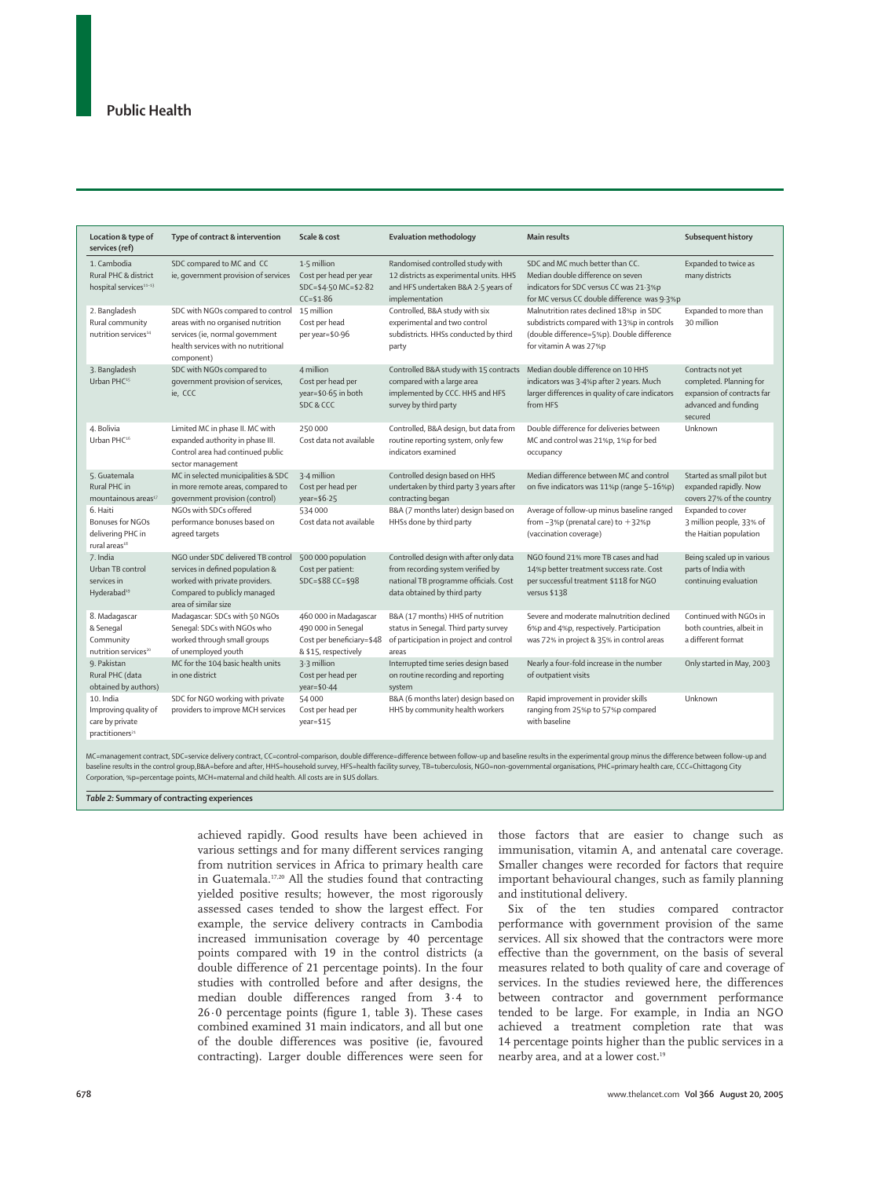| Location & type of services (ref) | Type of contract & intervention | Scale & cost | Evaluation methodology | Main results | Subsequent history |
|---|---|---|---|---|---|
| 1. Cambodia Rural PHC & district hospital services[11–13] | SDC compared to MC and CC ie, government provision of services | 1·5 million Cost per head per year SDC=$4·50 MC=$2·82 CC=$1·86 | Randomised controlled study with 12 districts as experimental units. HHS and HFS undertaken B&A 2·5 years of implementation | SDC and MC much better than CC. Median double difference on seven indicators for SDC versus CC was 21·3%p for MC versus CC double difference was 9·3%p | Expanded to twice as many districts |
| 2. Bangladesh Rural community nutrition services[14] | SDC with NGOs compared to control areas with no organised nutrition services (ie, normal government health services with no nutritional component) | 15 million Cost per head per year=$0·96 | Controlled, B&A study with six experimental and two control subdistricts. HHSs conducted by third party | Malnutrition rates declined 18%p in SDC subdistricts compared with 13%p in controls (double difference=5%p). Double difference for vitamin A was 27%p | Expanded to more than 30 million |
| 3. Bangladesh Urban PHC[15] | SDC with NGOs compared to government provision of services, ie, CCC | 4 million Cost per head per year=$0·65 in both SDC & CCC | Controlled B&A study with 15 contracts compared with a large area implemented by CCC. HHS and HFS survey by third party | Median double difference on 10 HHS indicators was 3·4%p after 2 years. Much larger differences in quality of care indicators from HFS | Contracts not yet completed. Planning for expansion of contracts far advanced and funding secured |
| 4. Bolivia Urban PHC[16] | Limited MC in phase II. MC with expanded authority in phase III. Control area had continued public sector management | 250 000 Cost data not available | Controlled, B&A design, but data from routine reporting system, only few indicators examined | Double difference for deliveries between MC and control was 21%p, 1%p for bed occupancy | Unknown |
| 5. Guatemala Rural PHC in mountainous areas[17] | MC in selected municipalities & SDC in more remote areas, compared to government provision (control) | 3·4 million Cost per head per year=$6·25 | Controlled design based on HHS undertaken by third party 3 years after contracting began | Median difference between MC and control on five indicators was 11%p (range 5–16%p) | Started as small pilot but expanded rapidly. Now covers 27% of the country |
| 6. Haiti Bonuses for NGOs delivering PHC in rural areas[18] | NGOs with SDCs offered performance bonuses based on agreed targets | 534 000 Cost data not available | B&A (7 months later) design based on HHSs done by third party | Average of follow-up minus baseline ranged from −3%p (prenatal care) to +32%p (vaccination coverage) | Expanded to cover 3 million people, 33% of the Haitian population |
| 7. India Urban TB control services in Hyderabad[19] | NGO under SDC delivered TB control services in defined population & worked with private providers. Compared to publicly managed area of similar size | 500 000 population Cost per patient: SDC=$88 CC=$98 | Controlled design with after only data from recording system verified by national TB programme officials. Cost data obtained by third party | NGO found 21% more TB cases and had 14%p better treatment success rate. Cost per successful treatment $118 for NGO versus $138 | Being scaled up in various parts of India with continuing evaluation |
| 8. Madagascar & Senegal Community nutrition services[20] | Madagascar: SDCs with 50 NGOs Senegal: SDCs with NGOs who worked through small groups of unemployed youth | 460 000 in Madagascar 490 000 in Senegal Cost per beneficiary=$48 & $15, respectively | B&A (17 months) HHS of nutrition status in Senegal. Third party survey of participation in project and control areas | Severe and moderate malnutrition declined 6%p and 4%p, respectively. Participation was 72% in project & 35% in control areas | Continued with NGOs in both countries, albeit in a different format |
| 9. Pakistan Rural PHC (data obtained by authors) | MC for the 104 basic health units in one district | 3·3 million Cost per head per year=$0·44 | Interrupted time series design based on routine recording and reporting system | Nearly a four-fold increase in the number of outpatient visits | Only started in May, 2003 |
| 10. India Improving quality of care by private practitioners[21] | SDC for NGO working with private providers to improve MCH services | 54 000 Cost per head per year=$15 | B&A (6 months later) design based on HHS by community health workers | Rapid improvement in provider skills ranging from 25%p to 57%p compared with baseline | Unknown |

MC=management contract, SDC=service delivery contract, CC=control-comparison, double difference=difference between follow-up and baseline results in the experimental group minus the difference between follow-up and baseline results in the control group,B&A=before and after, HHS=household survey, HFS=health facility survey, TB=tuberculosis, NGO=non-governmental organisations, PHC=primary health care, CCC=Chittagong City Corporation, %p=percentage points, MCH=maternal and child health. All costs are in $US dollars.

*Table 2:* **Summary of contracting experiences**

achieved rapidly. Good results have been achieved in various settings and for many different services ranging from nutrition services in Africa to primary health care in Guatemala.[17,20] All the studies found that contracting yielded positive results; however, the most rigorously assessed cases tended to show the largest effect. For example, the service delivery contracts in Cambodia increased immunisation coverage by 40 percentage points compared with 19 in the control districts (a double difference of 21 percentage points). In the four studies with controlled before and after designs, the median double differences ranged from 3·4 to 26·0 percentage points (figure 1, table 3). These cases combined examined 31 main indicators, and all but one of the double differences was positive (ie, favoured contracting). Larger double differences were seen for those factors that are easier to change such as immunisation, vitamin A, and antenatal care coverage. Smaller changes were recorded for factors that require important behavioural changes, such as family planning and institutional delivery.

Six of the ten studies compared contractor performance with government provision of the same services. All six showed that the contractors were more effective than the government, on the basis of several measures related to both quality of care and coverage of services. In the studies reviewed here, the differences between contractor and government performance tended to be large. For example, in India an NGO achieved a treatment completion rate that was 14 percentage points higher than the public services in a nearby area, and at a lower cost.[19]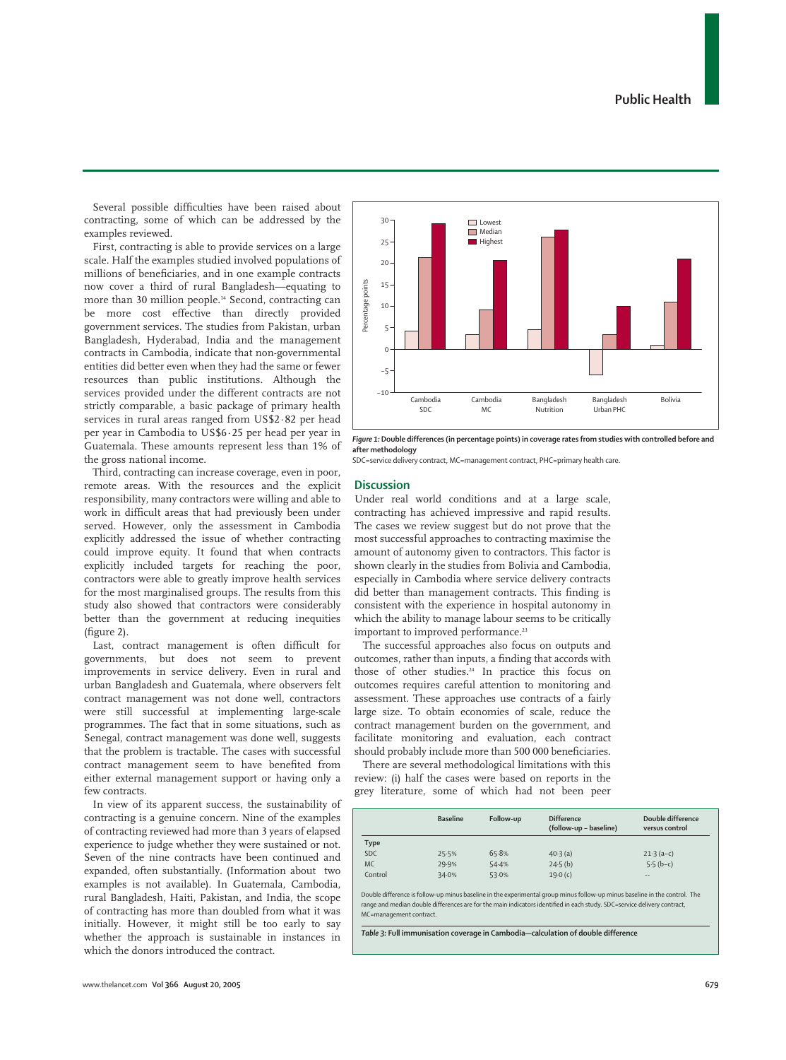Several possible difficulties have been raised about contracting, some of which can be addressed by the examples reviewed.

First, contracting is able to provide services on a large scale. Half the examples studied involved populations of millions of beneficiaries, and in one example contracts now cover a third of rural Bangladesh—equating to more than 30 million people.[14] Second, contracting can be more cost effective than directly provided government services. The studies from Pakistan, urban Bangladesh, Hyderabad, India and the management contracts in Cambodia, indicate that non-governmental entities did better even when they had the same or fewer resources than public institutions. Although the services provided under the different contracts are not strictly comparable, a basic package of primary health services in rural areas ranged from US$2·82 per head per year in Cambodia to US$6·25 per head per year in Guatemala. These amounts represent less than 1% of the gross national income.

Third, contracting can increase coverage, even in poor, remote areas. With the resources and the explicit responsibility, many contractors were willing and able to work in difficult areas that had previously been under served. However, only the assessment in Cambodia explicitly addressed the issue of whether contracting could improve equity. It found that when contracts explicitly included targets for reaching the poor, contractors were able to greatly improve health services for the most marginalised groups. The results from this study also showed that contractors were considerably better than the government at reducing inequities (figure 2).

Last, contract management is often difficult for governments, but does not seem to prevent improvements in service delivery. Even in rural and urban Bangladesh and Guatemala, where observers felt contract management was not done well, contractors were still successful at implementing large-scale programmes. The fact that in some situations, such as Senegal, contract management was done well, suggests that the problem is tractable. The cases with successful contract management seem to have benefited from either external management support or having only a few contracts.

In view of its apparent success, the sustainability of contracting is a genuine concern. Nine of the examples of contracting reviewed had more than 3 years of elapsed experience to judge whether they were sustained or not. Seven of the nine contracts have been continued and expanded, often substantially. (Information about two examples is not available). In Guatemala, Cambodia, rural Bangladesh, Haiti, Pakistan, and India, the scope of contracting has more than doubled from what it was initially. However, it might still be too early to say whether the approach is sustainable in instances in which the donors introduced the contract.

*Figure 1:* **Double differences (in percentage points) in coverage rates from studies with controlled before and after methodology**

SDC=service delivery contract, MC=management contract, PHC=primary health care.

## Discussion

Under real world conditions and at a large scale, contracting has achieved impressive and rapid results. The cases we review suggest but do not prove that the most successful approaches to contracting maximise the amount of autonomy given to contractors. This factor is shown clearly in the studies from Bolivia and Cambodia, especially in Cambodia where service delivery contracts did better than management contracts. This finding is consistent with the experience in hospital autonomy in which the ability to manage labour seems to be critically important to improved performance.[23]

The successful approaches also focus on outputs and outcomes, rather than inputs, a finding that accords with those of other studies.[24] In practice this focus on outcomes requires careful attention to monitoring and assessment. These approaches use contracts of a fairly large size. To obtain economies of scale, reduce the contract management burden on the government, and facilitate monitoring and evaluation, each contract should probably include more than 500 000 beneficiaries.

There are several methodological limitations with this review: (i) half the cases were based on reports in the grey literature, some of which had not been peer

| | Baseline | Follow-up | Difference (follow-up – baseline) | Double difference versus control |
|---|---|---|---|---|
| **Type** | | | | |
| SDC | 25·5% | 65·8% | 40·3 (a) | 21·3 (a–c) |
| MC | 29·9% | 54·4% | 24·5 (b) | 5·5 (b–c) |
| Control | 34·0% | 53·0% | 19·0 (c) | -- |

Double difference is follow-up minus baseline in the experimental group minus follow-up minus baseline in the control. The range and median double differences are for the main indicators identified in each study. SDC=service delivery contract, MC=management contract.

*Table 3:* **Full immunisation coverage in Cambodia—calculation of double difference**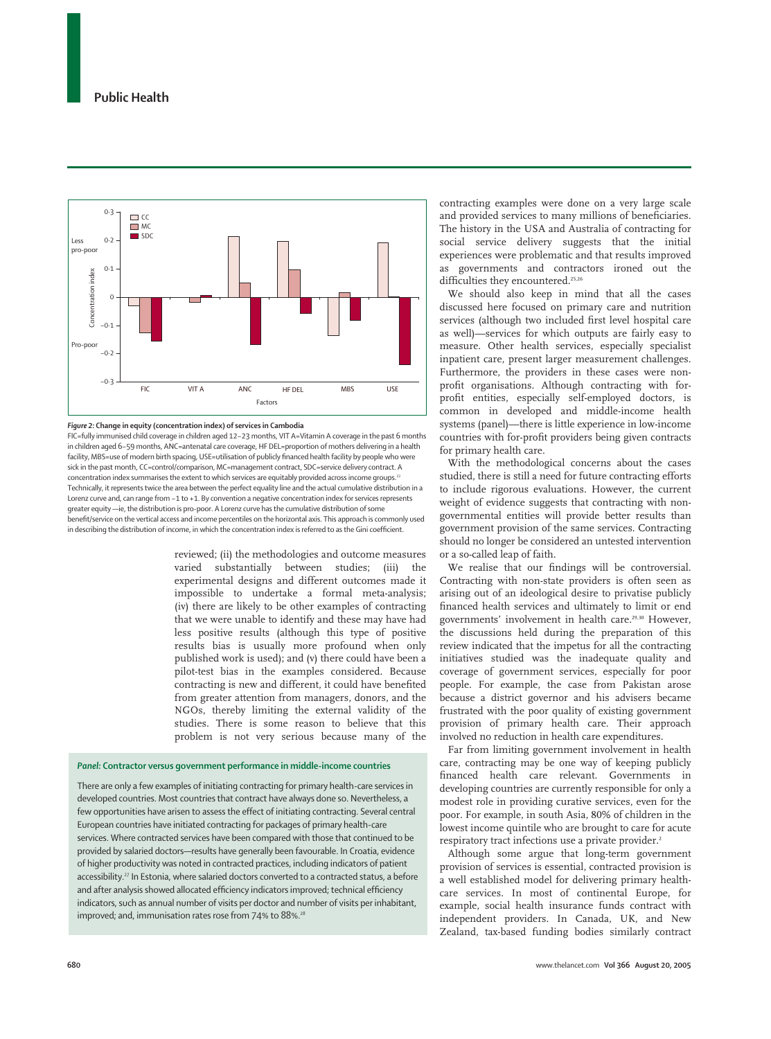*Figure 2:* **Change in equity (concentration index) of services in Cambodia**

FIC=fully immunised child coverage in children aged 12–23 months, VIT A=Vitamin A coverage in the past 6 months in children aged 6–59 months, ANC=antenatal care coverage, HF DEL=proportion of mothers delivering in a health facility, MBS=use of modern birth spacing, USE=utilisation of publicly financed health facility by people who were sick in the past month, CC=control/comparison, MC=management contract, SDC=service delivery contract. A concentration index summarises the extent to which services are equitably provided across income groups.[22] Technically, it represents twice the area between the perfect equality line and the actual cumulative distribution in a Lorenz curve and, can range from −1 to +1. By convention a negative concentration index for services represents greater equity—ie, the distribution is pro-poor. A Lorenz curve has the cumulative distribution of some benefit/service on the vertical access and income percentiles on the horizontal axis. This approach is commonly used in describing the distribution of income, in which the concentration index is referred to as the Gini coefficient.

reviewed; (ii) the methodologies and outcome measures varied substantially between studies; (iii) the experimental designs and different outcomes made it impossible to undertake a formal meta-analysis; (iv) there are likely to be other examples of contracting that we were unable to identify and these may have had less positive results (although this type of positive results bias is usually more profound when only published work is used); and (v) there could have been a pilot-test bias in the examples considered. Because contracting is new and different, it could have benefited from greater attention from managers, donors, and the NGOs, thereby limiting the external validity of the studies. There is some reason to believe that this problem is not very serious because many of the contracting examples were done on a very large scale and provided services to many millions of beneficiaries. The history in the USA and Australia of contracting for social service delivery suggests that the initial experiences were problematic and that results improved as governments and contractors ironed out the difficulties they encountered.[25,26]

We should also keep in mind that all the cases discussed here focused on primary care and nutrition services (although two included first level hospital care as well)—services for which outputs are fairly easy to measure. Other health services, especially specialist inpatient care, present larger measurement challenges. Furthermore, the providers in these cases were non-profit organisations. Although contracting with for-profit entities, especially self-employed doctors, is common in developed and middle-income health systems (panel)—there is little experience in low-income countries with for-profit providers being given contracts for primary health care.

With the methodological concerns about the cases studied, there is still a need for future contracting efforts to include rigorous evaluations. However, the current weight of evidence suggests that contracting with non-governmental entities will provide better results than government provision of the same services. Contracting should no longer be considered an untested intervention or a so-called leap of faith.

We realise that our findings will be controversial. Contracting with non-state providers is often seen as arising out of an ideological desire to privatise publicly financed health services and ultimately to limit or end governments' involvement in health care.[29,30] However, the discussions held during the preparation of this review indicated that the impetus for all the contracting initiatives studied was the inadequate quality and coverage of government services, especially for poor people. For example, the case from Pakistan arose because a district governor and his advisers became frustrated with the poor quality of existing government provision of primary health care. Their approach involved no reduction in health care expenditures.

Far from limiting government involvement in health care, contracting may be one way of keeping publicly financed health care relevant. Governments in developing countries are currently responsible for only a modest role in providing curative services, even for the poor. For example, in south Asia, 80% of children in the lowest income quintile who are brought to care for acute respiratory tract infections use a private provider.[2]

Although some argue that long-term government provision of services is essential, contracted provision is a well established model for delivering primary health-care services. In most of continental Europe, for example, social health insurance funds contract with independent providers. In Canada, UK, and New Zealand, tax-based funding bodies similarly contract

### *Panel:* Contractor versus government performance in middle-income countries

There are only a few examples of initiating contracting for primary health-care services in developed countries. Most countries that contract have always done so. Nevertheless, a few opportunities have arisen to assess the effect of initiating contracting. Several central European countries have initiated contracting for packages of primary health-care services. Where contracted services have been compared with those that continued to be provided by salaried doctors—results have generally been favourable. In Croatia, evidence of higher productivity was noted in contracted practices, including indicators of patient accessibility.[27] In Estonia, where salaried doctors converted to a contracted status, a before and after analysis showed allocated efficiency indicators improved; technical efficiency indicators, such as annual number of visits per doctor and number of visits per inhabitant, improved; and, immunisation rates rose from 74% to 88%.[28]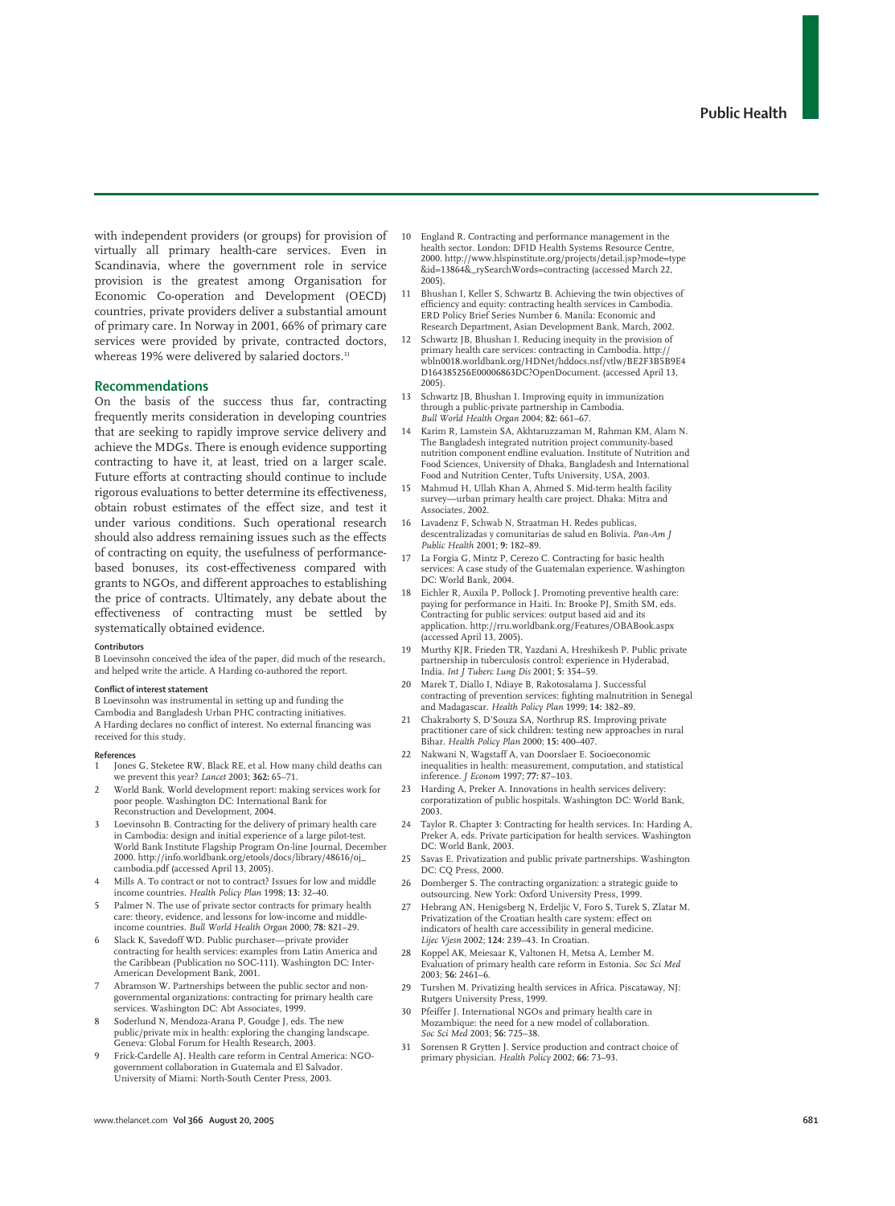with independent providers (or groups) for provision of virtually all primary health-care services. Even in Scandinavia, where the government role in service provision is the greatest among Organisation for Economic Co-operation and Development (OECD) countries, private providers deliver a substantial amount of primary care. In Norway in 2001, 66% of primary care services were provided by private, contracted doctors, whereas 19% were delivered by salaried doctors.[31]

## Recommendations

On the basis of the success thus far, contracting frequently merits consideration in developing countries that are seeking to rapidly improve service delivery and achieve the MDGs. There is enough evidence supporting contracting to have it, at least, tried on a larger scale. Future efforts at contracting should continue to include rigorous evaluations to better determine its effectiveness, obtain robust estimates of the effect size, and test it under various conditions. Such operational research should also address remaining issues such as the effects of contracting on equity, the usefulness of performance-based bonuses, its cost-effectiveness compared with grants to NGOs, and different approaches to establishing the price of contracts. Ultimately, any debate about the effectiveness of contracting must be settled by systematically obtained evidence.

#### Contributors

B Loevinsohn conceived the idea of the paper, did much of the research, and helped write the article. A Harding co-authored the report.

#### Conflict of interest statement

B Loevinsohn was instrumental in setting up and funding the Cambodia and Bangladesh Urban PHC contracting initiatives. A Harding declares no conflict of interest. No external financing was received for this study.

#### References

1. Jones G, Steketee RW, Black RE, et al. How many child deaths can we prevent this year? *Lancet* 2003; **362:** 65–71.
2. World Bank. World development report: making services work for poor people. Washington DC: International Bank for Reconstruction and Development, 2004.
3. Loevinsohn B. Contracting for the delivery of primary health care in Cambodia: design and initial experience of a large pilot-test. World Bank Institute Flagship Program On-line Journal, December 2000. http://info.worldbank.org/etools/docs/library/48616/oj_cambodia.pdf (accessed April 13, 2005).
4. Mills A. To contract or not to contract? Issues for low and middle income countries. *Health Policy Plan* 1998; **13:** 32–40.
5. Palmer N. The use of private sector contracts for primary health care: theory, evidence, and lessons for low-income and middle-income countries. *Bull World Health Organ* 2000; **78:** 821–29.
6. Slack K, Savedoff WD. Public purchaser—private provider contracting for health services: examples from Latin America and the Caribbean (Publication no SOC-111). Washington DC: Inter-American Development Bank, 2001.
7. Abramson W. Partnerships between the public sector and non-governmental organizations: contracting for primary health care services. Washington DC: Abt Associates, 1999.
8. Soderlund N, Mendoza-Arana P, Goudge J, eds. The new public/private mix in health: exploring the changing landscape. Geneva: Global Forum for Health Research, 2003.
9. Frick-Cardelle AJ. Health care reform in Central America: NGO-government collaboration in Guatemala and El Salvador. University of Miami: North-South Center Press, 2003.
10. England R. Contracting and performance management in the health sector. London: DFID Health Systems Resource Centre, 2000. http://www.hlspinstitute.org/projects/detail.jsp?mode=type&id=13864&_rySearchWords=contracting (accessed March 22, 2005).
11. Bhushan I, Keller S, Schwartz B. Achieving the twin objectives of efficiency and equity: contracting health services in Cambodia. ERD Policy Brief Series Number 6. Manila: Economic and Research Department, Asian Development Bank, March, 2002.
12. Schwartz JB, Bhushan I. Reducing inequity in the provision of primary health care services: contracting in Cambodia. http://wbln0018.worldbank.org/HDNet/hddocs.nsf/vtlw/BE2F3B5B9E4D164385256E00006863DC?OpenDocument. (accessed April 13, 2005).
13. Schwartz JB, Bhushan I. Improving equity in immunization through a public-private partnership in Cambodia. *Bull World Health Organ* 2004; **82:** 661–67.
14. Karim R, Lamstein SA, Akhtaruzzaman M, Rahman KM, Alam N. The Bangladesh integrated nutrition project community-based nutrition component endline evaluation. Institute of Nutrition and Food Sciences, University of Dhaka, Bangladesh and International Food and Nutrition Center, Tufts University, USA, 2003.
15. Mahmud H, Ullah Khan A, Ahmed S. Mid-term health facility survey—urban primary health care project. Dhaka: Mitra and Associates, 2002.
16. Lavadenz F, Schwab N, Straatman H. Redes publicas, descentralizadas y comunitarias de salud en Bolivia. *Pan-Am J Public Health* 2001; **9:** 182–89.
17. La Forgia G, Mintz P, Cerezo C. Contracting for basic health services: A case study of the Guatemalan experience. Washington DC: World Bank, 2004.
18. Eichler R, Auxila P, Pollock J. Promoting preventive health care: paying for performance in Haiti. In: Brooke PJ, Smith SM, eds. Contracting for public services: output based aid and its application. http://rru.worldbank.org/Features/OBABook.aspx (accessed April 13, 2005).
19. Murthy KJR, Frieden TR, Yazdani A, Hreshikesh P. Public private partnership in tuberculosis control: experience in Hyderabad, India. *Int J Tuberc Lung Dis* 2001; **5:** 354–59.
20. Marek T, Diallo I, Ndiaye B, Rakotosalama J. Successful contracting of prevention services: fighting malnutrition in Senegal and Madagascar. *Health Policy Plan* 1999; **14:** 382–89.
21. Chakraborty S, D'Souza SA, Northrup RS. Improving private practitioner care of sick children: testing new approaches in rural Bihar. *Health Policy Plan* 2000; **15:** 400–407.
22. Nakwani N, Wagstaff A, van Doorslaer E. Socioeconomic inequalities in health: measurement, computation, and statistical inference. *J Econom* 1997; **77:** 87–103.
23. Harding A, Preker A. Innovations in health services delivery: corporatization of public hospitals. Washington DC: World Bank, 2003.
24. Taylor R. Chapter 3: Contracting for health services. In: Harding A, Preker A, eds. Private participation for health services. Washington DC: World Bank, 2003.
25. Savas E. Privatization and public private partnerships. Washington DC: CQ Press, 2000.
26. Domberger S. The contracting organization: a strategic guide to outsourcing. New York: Oxford University Press, 1999.
27. Hebrang AN, Henigsberg N, Erdeljic V, Foro S, Turek S, Zlatar M. Privatization of the Croatian health care system: effect on indicators of health care accessibility in general medicine. *Lijec Vjesn* 2002; **124:** 239–43. In Croatian.
28. Koppel AK, Meiesaar K, Valtonen H, Metsa A, Lember M. Evaluation of primary health care reform in Estonia. *Soc Sci Med* 2003; **56:** 2461–6.
29. Turshen M. Privatizing health services in Africa. Piscataway, NJ: Rutgers University Press, 1999.
30. Pfeiffer J. International NGOs and primary health care in Mozambique: the need for a new model of collaboration. *Soc Sci Med* 2003; **56:** 725–38.
31. Sorensen R Grytten J. Service production and contract choice of primary physician. *Health Policy* 2002; **66:** 73–93.